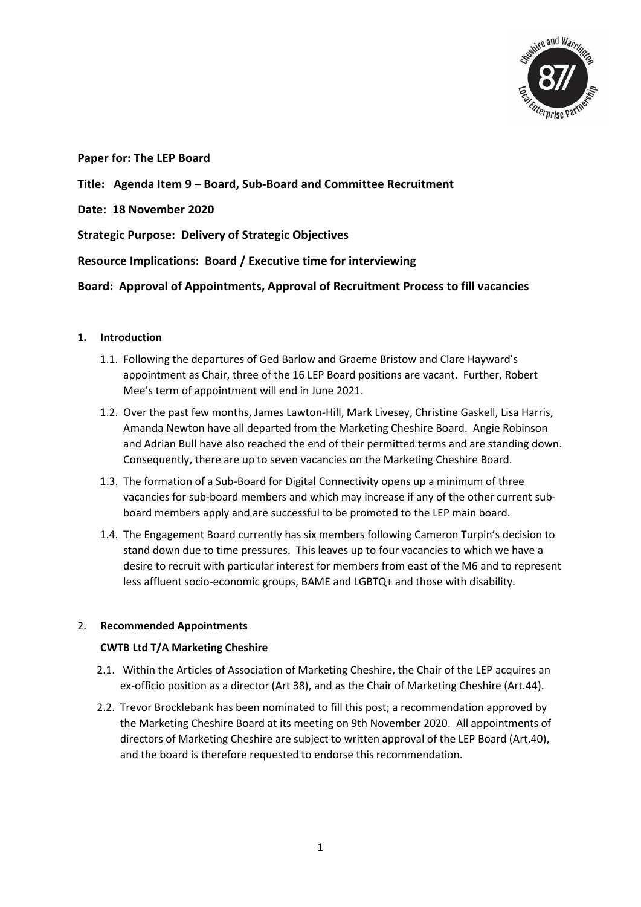**Paper for: The LEP Board**

**Title: Agenda Item 9 – Board, Sub-Board and Committee Recruitment**

**Date: 18 November 2020**

**Strategic Purpose: Delivery of Strategic Objectives**

**Resource Implications: Board / Executive time for interviewing**

**Board: Approval of Appointments, Approval of Recruitment Process to fill vacancies**

## 1. Introduction

1.1. Following the departures of Ged Barlow and Graeme Bristow and Clare Hayward's appointment as Chair, three of the 16 LEP Board positions are vacant. Further, Robert Mee's term of appointment will end in June 2021.

1.2. Over the past few months, James Lawton-Hill, Mark Livesey, Christine Gaskell, Lisa Harris, Amanda Newton have all departed from the Marketing Cheshire Board. Angie Robinson and Adrian Bull have also reached the end of their permitted terms and are standing down. Consequently, there are up to seven vacancies on the Marketing Cheshire Board.

1.3. The formation of a Sub-Board for Digital Connectivity opens up a minimum of three vacancies for sub-board members and which may increase if any of the other current sub-board members apply and are successful to be promoted to the LEP main board.

1.4. The Engagement Board currently has six members following Cameron Turpin's decision to stand down due to time pressures. This leaves up to four vacancies to which we have a desire to recruit with particular interest for members from east of the M6 and to represent less affluent socio-economic groups, BAME and LGBTQ+ and those with disability.

## 2. Recommended Appointments

**CWTB Ltd T/A Marketing Cheshire**

2.1. Within the Articles of Association of Marketing Cheshire, the Chair of the LEP acquires an ex-officio position as a director (Art 38), and as the Chair of Marketing Cheshire (Art.44).

2.2. Trevor Brocklebank has been nominated to fill this post; a recommendation approved by the Marketing Cheshire Board at its meeting on 9th November 2020. All appointments of directors of Marketing Cheshire are subject to written approval of the LEP Board (Art.40), and the board is therefore requested to endorse this recommendation.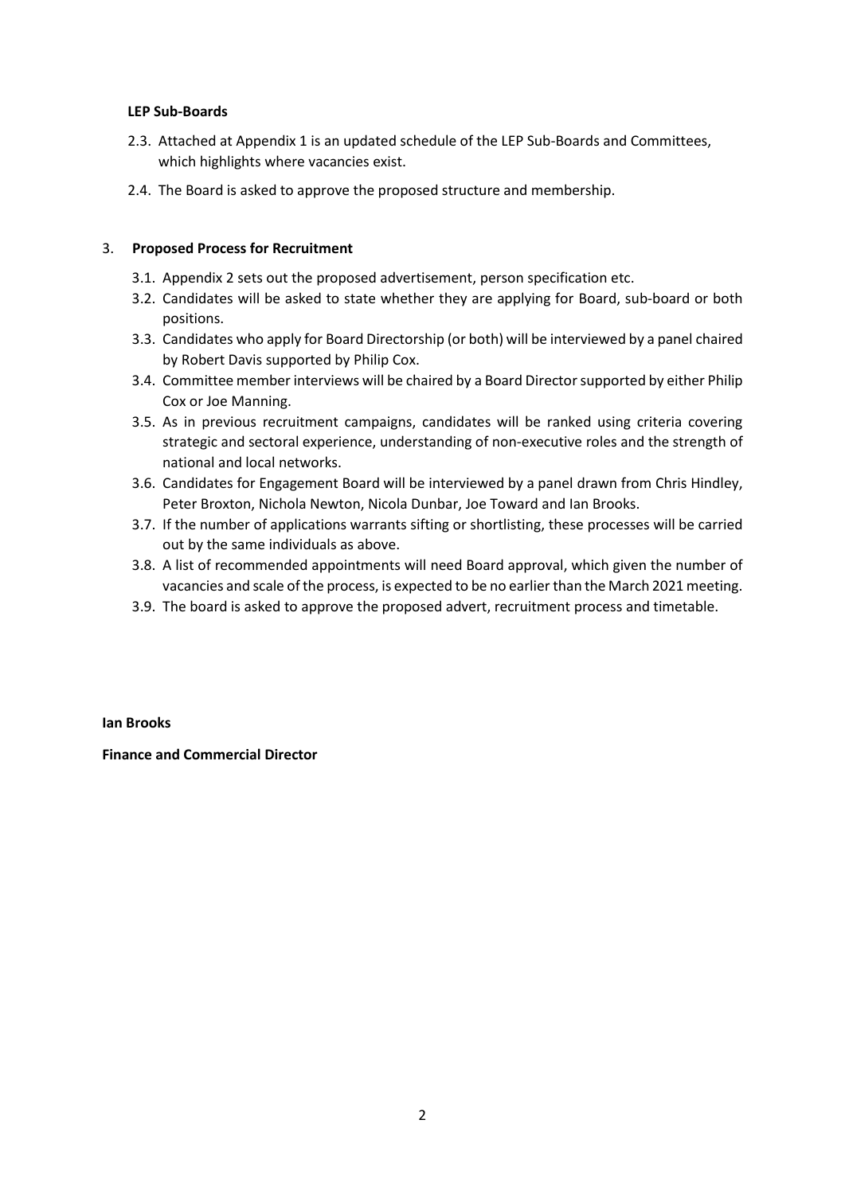**LEP Sub-Boards**

2.3. Attached at Appendix 1 is an updated schedule of the LEP Sub-Boards and Committees, which highlights where vacancies exist.

2.4. The Board is asked to approve the proposed structure and membership.

3. **Proposed Process for Recruitment**

3.1. Appendix 2 sets out the proposed advertisement, person specification etc.

3.2. Candidates will be asked to state whether they are applying for Board, sub-board or both positions.

3.3. Candidates who apply for Board Directorship (or both) will be interviewed by a panel chaired by Robert Davis supported by Philip Cox.

3.4. Committee member interviews will be chaired by a Board Director supported by either Philip Cox or Joe Manning.

3.5. As in previous recruitment campaigns, candidates will be ranked using criteria covering strategic and sectoral experience, understanding of non-executive roles and the strength of national and local networks.

3.6. Candidates for Engagement Board will be interviewed by a panel drawn from Chris Hindley, Peter Broxton, Nichola Newton, Nicola Dunbar, Joe Toward and Ian Brooks.

3.7. If the number of applications warrants sifting or shortlisting, these processes will be carried out by the same individuals as above.

3.8. A list of recommended appointments will need Board approval, which given the number of vacancies and scale of the process, is expected to be no earlier than the March 2021 meeting.

3.9. The board is asked to approve the proposed advert, recruitment process and timetable.

**Ian Brooks**

**Finance and Commercial Director**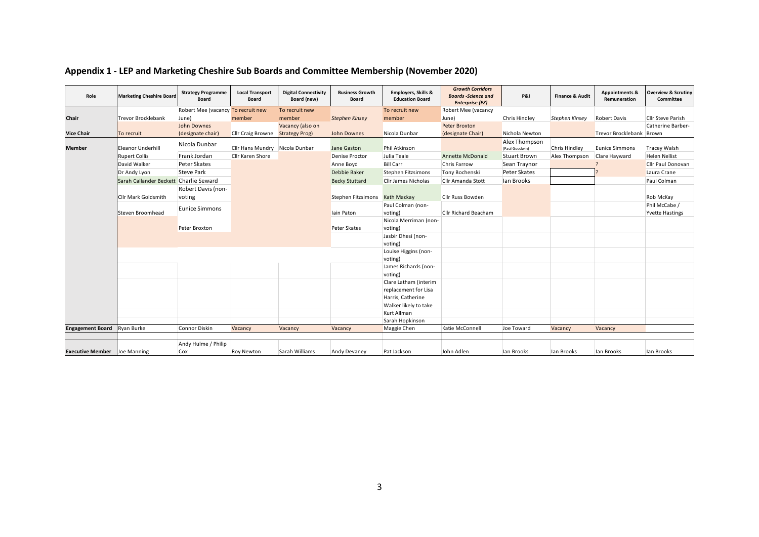## Appendix 1 - LEP and Marketing Cheshire Sub Boards and Committee Membership (November 2020)

| Role | Marketing Cheshire Board | Strategy Programme Board | Local Transport Board | Digital Connectivity Board (new) | Business Growth Board | Employers, Skills & Education Board | *Growth Corridors Boards -Science and Enterprise (EZ)* | P&I | Finance & Audit | Appointments & Remuneration | Overview & Scrutiny Committee |
|---|---|---|---|---|---|---|---|---|---|---|---|
| **Chair** | Trevor Brocklebank | Robert Mee (vacancy June) | To recruit new member | To recruit new member | *Stephen Kinsey* | To recruit new member | Robert Mee (vacancy June) | Chris Hindley | *Stephen Kinsey* | Robert Davis | Cllr Steve Parish |
| **Vice Chair** | To recruit | John Downes (designate chair) | Cllr Craig Browne | Vacancy (also on Strategy Prog) | John Downes | Nicola Dunbar | Peter Broxton (designate Chair) | Nichola Newton | | Trevor Brocklebank | Catherine Barber-Brown |
| **Member** | Eleanor Underhill | Nicola Dunbar | Cllr Hans Mundry | Nicola Dunbar | Jane Gaston | Phil Atkinson | | Alex Thompson (Paul Goodwin) | Chris Hindley | Eunice Simmons | Tracey Walsh |
| | Rupert Collis | Frank Jordan | Cllr Karen Shore | | Denise Proctor | Julia Teale | Annette McDonald | Stuart Brown | Alex Thompson | Clare Hayward | Helen Nellist |
| | David Walker | Peter Skates | | | Anne Boyd | Bill Carr | Chris Farrow | Sean Traynor | | ? | Cllr Paul Donovan |
| | Dr Andy Lyon | Steve Park | | | Debbie Baker | Stephen Fitzsimons | Tony Bochenski | Peter Skates | | ? | Laura Crane |
| | Sarah Callander Beckett | Charlie Seward | | | Becky Stuttard | Cllr James Nicholas | Cllr Amanda Stott | Ian Brooks | | | Paul Colman |
| | Cllr Mark Goldsmith | Robert Davis (non-voting | | | Stephen Fitzsimons | Kath Mackay | Cllr Russ Bowden | | | | Rob McKay |
| | Steven Broomhead | Eunice Simmons | | | Iain Paton | Paul Colman (non-voting) | Cllr Richard Beacham | | | | Phil McCabe / Yvette Hastings |
| | | Peter Broxton | | | Peter Skates | Nicola Merriman (non-voting) | | | | | |
| | | | | | | Jasbir Dhesi (non-voting) | | | | | |
| | | | | | | Louise Higgins (non-voting) | | | | | |
| | | | | | | James Richards (non-voting) | | | | | |
| | | | | | | Clare Latham (interim replacement for Lisa Harris, Catherine Walker likely to take | | | | | |
| | | | | | | Kurt Allman | | | | | |
| | | | | | | Sarah Hopkinson | | | | | |
| **Engagement Board** | Ryan Burke | Connor Diskin | Vacancy | Vacancy | Vacancy | Maggie Chen | Katie McConnell | Joe Toward | Vacancy | Vacancy | |
| **Executive Member** | Joe Manning | Andy Hulme / Philip Cox | Roy Newton | Sarah Williams | Andy Devaney | Pat Jackson | John Adlen | Ian Brooks | Ian Brooks | Ian Brooks | Ian Brooks |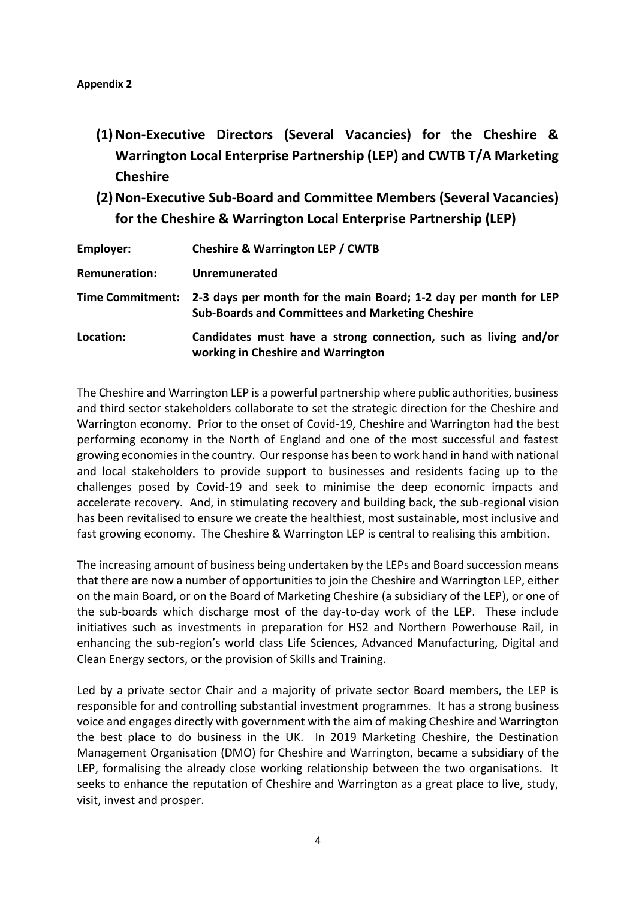**Appendix 2**

## (1) Non-Executive Directors (Several Vacancies) for the Cheshire & Warrington Local Enterprise Partnership (LEP) and CWTB T/A Marketing Cheshire

## (2) Non-Executive Sub-Board and Committee Members (Several Vacancies) for the Cheshire & Warrington Local Enterprise Partnership (LEP)

| | |
|---|---|
| **Employer:** | **Cheshire & Warrington LEP / CWTB** |
| **Remuneration:** | **Unremunerated** |
| **Time Commitment:** | **2-3 days per month for the main Board; 1-2 day per month for LEP Sub-Boards and Committees and Marketing Cheshire** |
| **Location:** | **Candidates must have a strong connection, such as living and/or working in Cheshire and Warrington** |

The Cheshire and Warrington LEP is a powerful partnership where public authorities, business and third sector stakeholders collaborate to set the strategic direction for the Cheshire and Warrington economy. Prior to the onset of Covid-19, Cheshire and Warrington had the best performing economy in the North of England and one of the most successful and fastest growing economies in the country. Our response has been to work hand in hand with national and local stakeholders to provide support to businesses and residents facing up to the challenges posed by Covid-19 and seek to minimise the deep economic impacts and accelerate recovery. And, in stimulating recovery and building back, the sub-regional vision has been revitalised to ensure we create the healthiest, most sustainable, most inclusive and fast growing economy. The Cheshire & Warrington LEP is central to realising this ambition.

The increasing amount of business being undertaken by the LEPs and Board succession means that there are now a number of opportunities to join the Cheshire and Warrington LEP, either on the main Board, or on the Board of Marketing Cheshire (a subsidiary of the LEP), or one of the sub-boards which discharge most of the day-to-day work of the LEP. These include initiatives such as investments in preparation for HS2 and Northern Powerhouse Rail, in enhancing the sub-region's world class Life Sciences, Advanced Manufacturing, Digital and Clean Energy sectors, or the provision of Skills and Training.

Led by a private sector Chair and a majority of private sector Board members, the LEP is responsible for and controlling substantial investment programmes. It has a strong business voice and engages directly with government with the aim of making Cheshire and Warrington the best place to do business in the UK. In 2019 Marketing Cheshire, the Destination Management Organisation (DMO) for Cheshire and Warrington, became a subsidiary of the LEP, formalising the already close working relationship between the two organisations. It seeks to enhance the reputation of Cheshire and Warrington as a great place to live, study, visit, invest and prosper.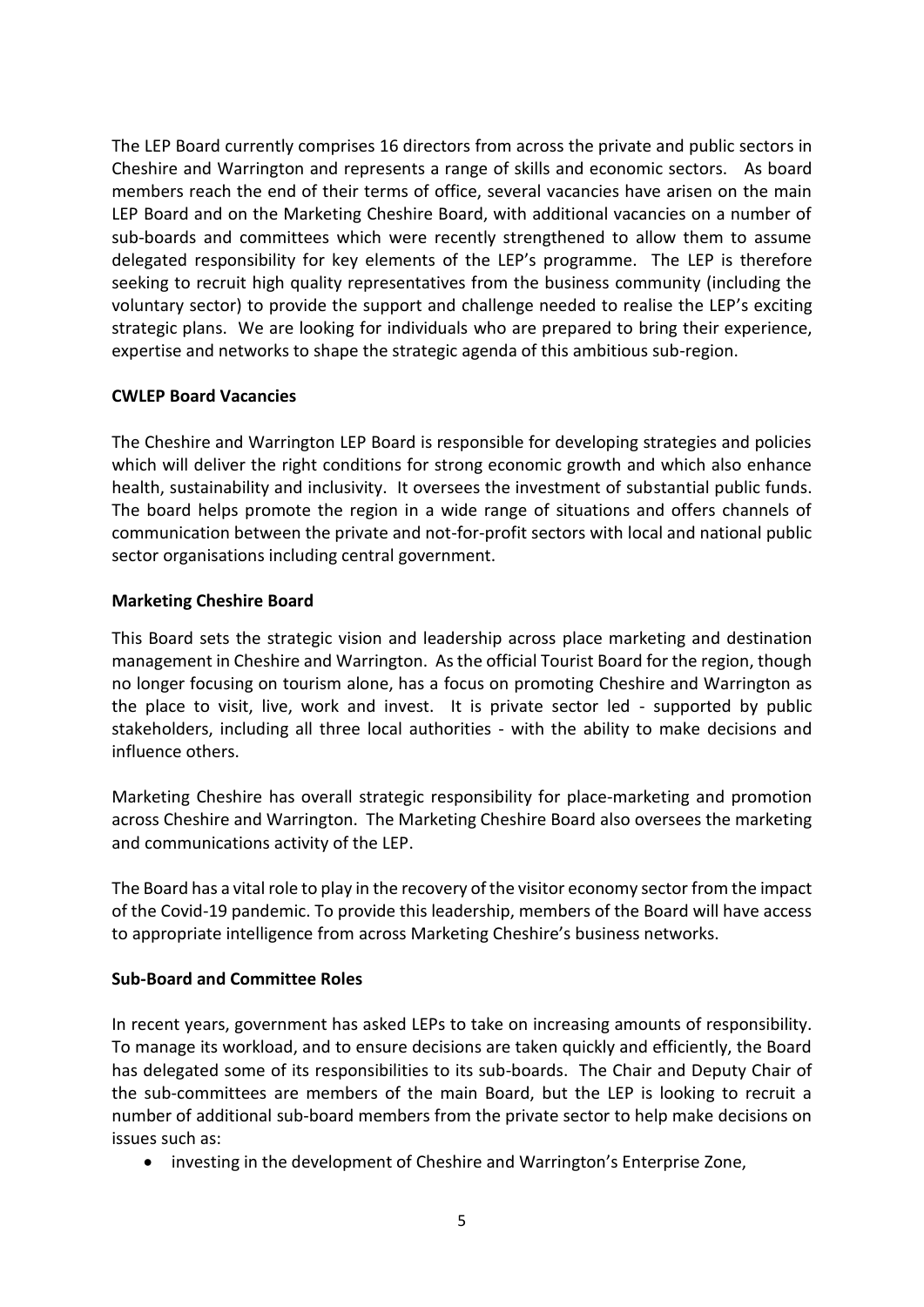The LEP Board currently comprises 16 directors from across the private and public sectors in Cheshire and Warrington and represents a range of skills and economic sectors. As board members reach the end of their terms of office, several vacancies have arisen on the main LEP Board and on the Marketing Cheshire Board, with additional vacancies on a number of sub-boards and committees which were recently strengthened to allow them to assume delegated responsibility for key elements of the LEP's programme. The LEP is therefore seeking to recruit high quality representatives from the business community (including the voluntary sector) to provide the support and challenge needed to realise the LEP's exciting strategic plans. We are looking for individuals who are prepared to bring their experience, expertise and networks to shape the strategic agenda of this ambitious sub-region.

**CWLEP Board Vacancies**

The Cheshire and Warrington LEP Board is responsible for developing strategies and policies which will deliver the right conditions for strong economic growth and which also enhance health, sustainability and inclusivity. It oversees the investment of substantial public funds. The board helps promote the region in a wide range of situations and offers channels of communication between the private and not-for-profit sectors with local and national public sector organisations including central government.

**Marketing Cheshire Board**

This Board sets the strategic vision and leadership across place marketing and destination management in Cheshire and Warrington. As the official Tourist Board for the region, though no longer focusing on tourism alone, has a focus on promoting Cheshire and Warrington as the place to visit, live, work and invest. It is private sector led - supported by public stakeholders, including all three local authorities - with the ability to make decisions and influence others.

Marketing Cheshire has overall strategic responsibility for place-marketing and promotion across Cheshire and Warrington. The Marketing Cheshire Board also oversees the marketing and communications activity of the LEP.

The Board has a vital role to play in the recovery of the visitor economy sector from the impact of the Covid-19 pandemic. To provide this leadership, members of the Board will have access to appropriate intelligence from across Marketing Cheshire's business networks.

**Sub-Board and Committee Roles**

In recent years, government has asked LEPs to take on increasing amounts of responsibility. To manage its workload, and to ensure decisions are taken quickly and efficiently, the Board has delegated some of its responsibilities to its sub-boards. The Chair and Deputy Chair of the sub-committees are members of the main Board, but the LEP is looking to recruit a number of additional sub-board members from the private sector to help make decisions on issues such as:

- investing in the development of Cheshire and Warrington's Enterprise Zone,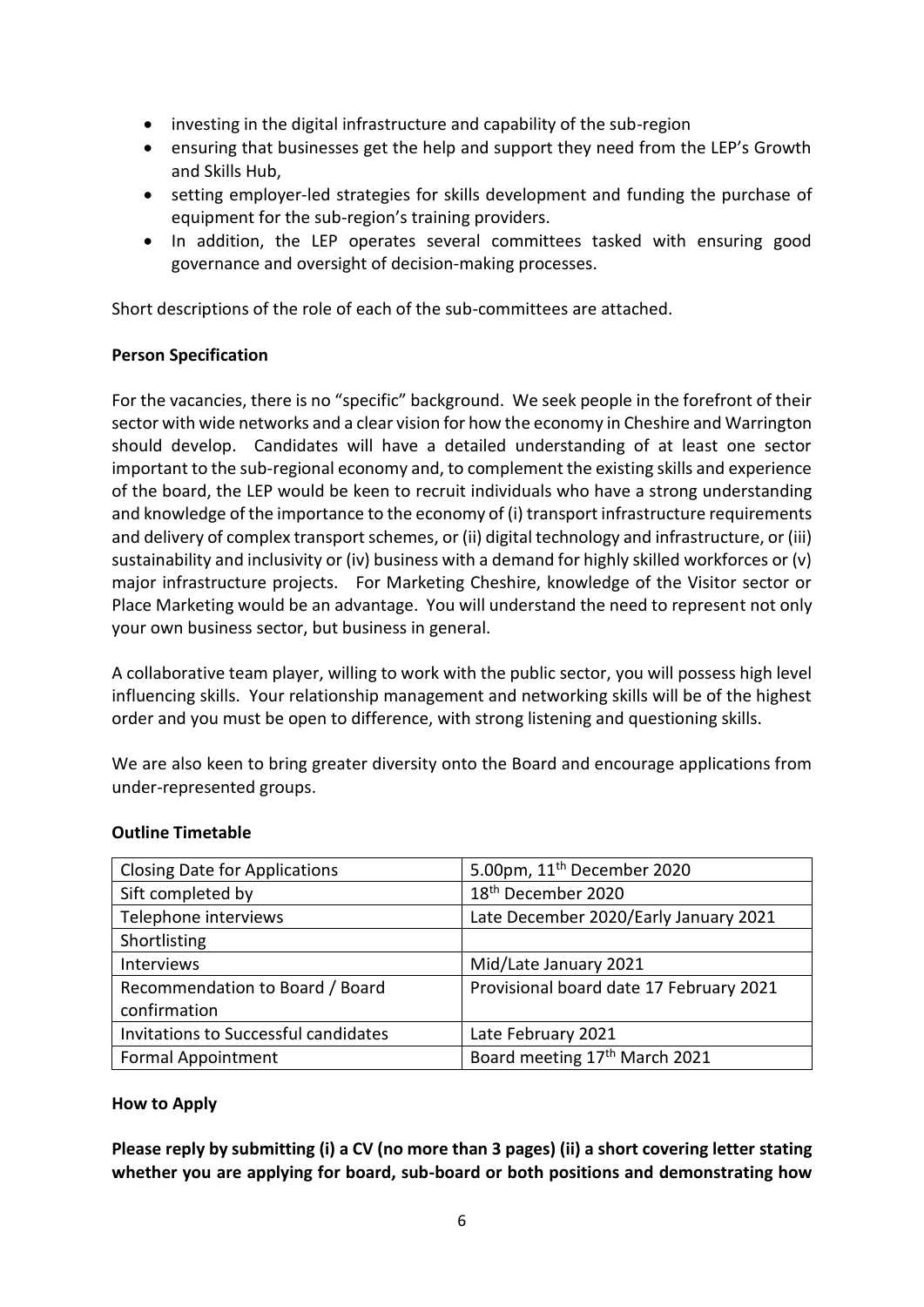- investing in the digital infrastructure and capability of the sub-region
- ensuring that businesses get the help and support they need from the LEP's Growth and Skills Hub,
- setting employer-led strategies for skills development and funding the purchase of equipment for the sub-region's training providers.
- In addition, the LEP operates several committees tasked with ensuring good governance and oversight of decision-making processes.

Short descriptions of the role of each of the sub-committees are attached.

**Person Specification**

For the vacancies, there is no "specific" background. We seek people in the forefront of their sector with wide networks and a clear vision for how the economy in Cheshire and Warrington should develop. Candidates will have a detailed understanding of at least one sector important to the sub-regional economy and, to complement the existing skills and experience of the board, the LEP would be keen to recruit individuals who have a strong understanding and knowledge of the importance to the economy of (i) transport infrastructure requirements and delivery of complex transport schemes, or (ii) digital technology and infrastructure, or (iii) sustainability and inclusivity or (iv) business with a demand for highly skilled workforces or (v) major infrastructure projects. For Marketing Cheshire, knowledge of the Visitor sector or Place Marketing would be an advantage. You will understand the need to represent not only your own business sector, but business in general.

A collaborative team player, willing to work with the public sector, you will possess high level influencing skills. Your relationship management and networking skills will be of the highest order and you must be open to difference, with strong listening and questioning skills.

We are also keen to bring greater diversity onto the Board and encourage applications from under-represented groups.

**Outline Timetable**

| | |
|---|---|
| Closing Date for Applications | 5.00pm, 11th December 2020 |
| Sift completed by | 18th December 2020 |
| Telephone interviews | Late December 2020/Early January 2021 |
| Shortlisting | |
| Interviews | Mid/Late January 2021 |
| Recommendation to Board / Board confirmation | Provisional board date 17 February 2021 |
| Invitations to Successful candidates | Late February 2021 |
| Formal Appointment | Board meeting 17th March 2021 |

**How to Apply**

**Please reply by submitting (i) a CV (no more than 3 pages) (ii) a short covering letter stating whether you are applying for board, sub-board or both positions and demonstrating how**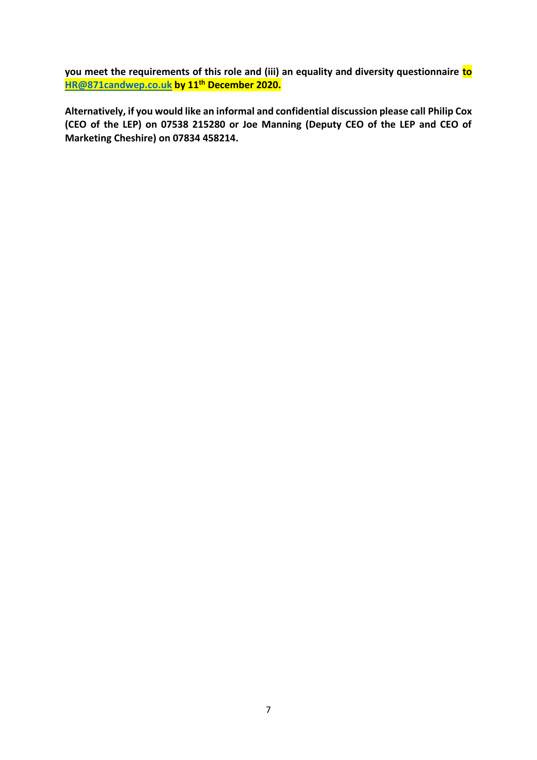**you meet the requirements of this role and (iii) an equality and diversity questionnaire to HR@871candwep.co.uk by 11th December 2020.**

**Alternatively, if you would like an informal and confidential discussion please call Philip Cox (CEO of the LEP) on 07538 215280 or Joe Manning (Deputy CEO of the LEP and CEO of Marketing Cheshire) on 07834 458214.**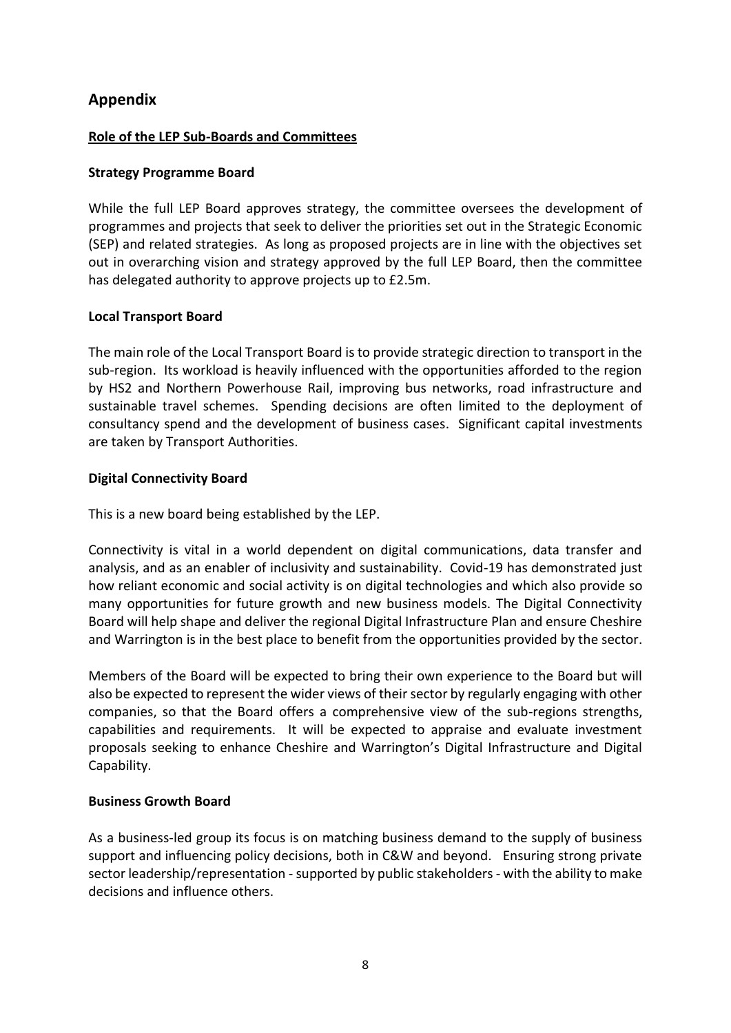## Appendix

### Role of the LEP Sub-Boards and Committees

**Strategy Programme Board**

While the full LEP Board approves strategy, the committee oversees the development of programmes and projects that seek to deliver the priorities set out in the Strategic Economic (SEP) and related strategies. As long as proposed projects are in line with the objectives set out in overarching vision and strategy approved by the full LEP Board, then the committee has delegated authority to approve projects up to £2.5m.

**Local Transport Board**

The main role of the Local Transport Board is to provide strategic direction to transport in the sub-region. Its workload is heavily influenced with the opportunities afforded to the region by HS2 and Northern Powerhouse Rail, improving bus networks, road infrastructure and sustainable travel schemes. Spending decisions are often limited to the deployment of consultancy spend and the development of business cases. Significant capital investments are taken by Transport Authorities.

**Digital Connectivity Board**

This is a new board being established by the LEP.

Connectivity is vital in a world dependent on digital communications, data transfer and analysis, and as an enabler of inclusivity and sustainability. Covid-19 has demonstrated just how reliant economic and social activity is on digital technologies and which also provide so many opportunities for future growth and new business models. The Digital Connectivity Board will help shape and deliver the regional Digital Infrastructure Plan and ensure Cheshire and Warrington is in the best place to benefit from the opportunities provided by the sector.

Members of the Board will be expected to bring their own experience to the Board but will also be expected to represent the wider views of their sector by regularly engaging with other companies, so that the Board offers a comprehensive view of the sub-regions strengths, capabilities and requirements. It will be expected to appraise and evaluate investment proposals seeking to enhance Cheshire and Warrington's Digital Infrastructure and Digital Capability.

**Business Growth Board**

As a business-led group its focus is on matching business demand to the supply of business support and influencing policy decisions, both in C&W and beyond. Ensuring strong private sector leadership/representation - supported by public stakeholders - with the ability to make decisions and influence others.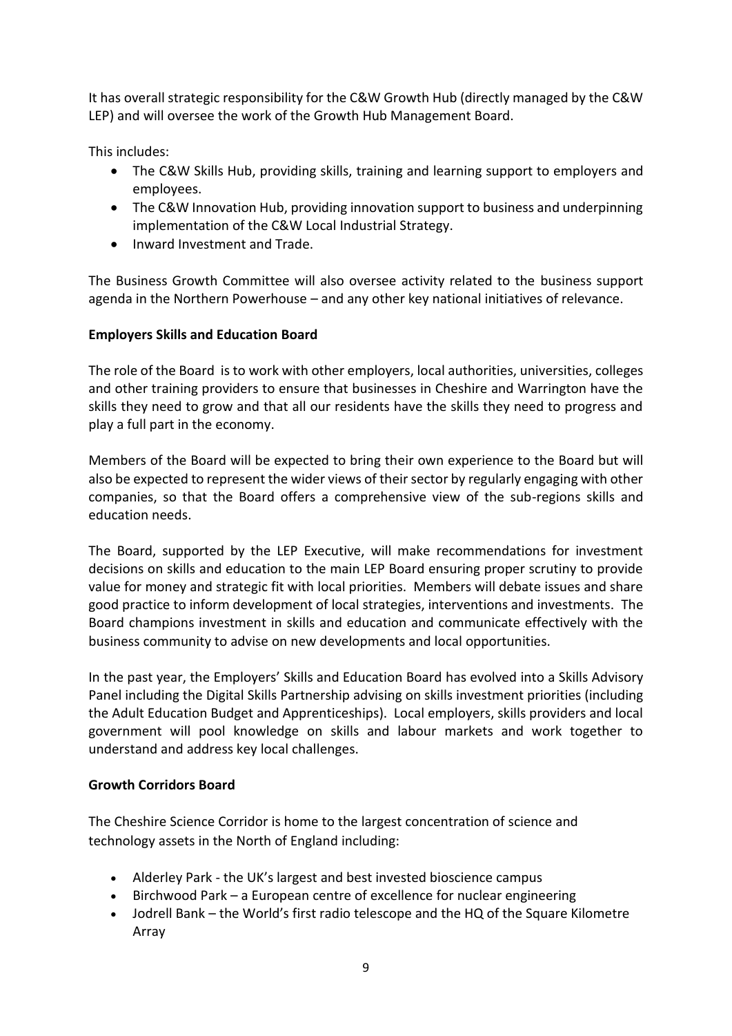It has overall strategic responsibility for the C&W Growth Hub (directly managed by the C&W LEP) and will oversee the work of the Growth Hub Management Board.

This includes:

- The C&W Skills Hub, providing skills, training and learning support to employers and employees.
- The C&W Innovation Hub, providing innovation support to business and underpinning implementation of the C&W Local Industrial Strategy.
- Inward Investment and Trade.

The Business Growth Committee will also oversee activity related to the business support agenda in the Northern Powerhouse – and any other key national initiatives of relevance.

**Employers Skills and Education Board**

The role of the Board is to work with other employers, local authorities, universities, colleges and other training providers to ensure that businesses in Cheshire and Warrington have the skills they need to grow and that all our residents have the skills they need to progress and play a full part in the economy.

Members of the Board will be expected to bring their own experience to the Board but will also be expected to represent the wider views of their sector by regularly engaging with other companies, so that the Board offers a comprehensive view of the sub-regions skills and education needs.

The Board, supported by the LEP Executive, will make recommendations for investment decisions on skills and education to the main LEP Board ensuring proper scrutiny to provide value for money and strategic fit with local priorities. Members will debate issues and share good practice to inform development of local strategies, interventions and investments. The Board champions investment in skills and education and communicate effectively with the business community to advise on new developments and local opportunities.

In the past year, the Employers' Skills and Education Board has evolved into a Skills Advisory Panel including the Digital Skills Partnership advising on skills investment priorities (including the Adult Education Budget and Apprenticeships). Local employers, skills providers and local government will pool knowledge on skills and labour markets and work together to understand and address key local challenges.

**Growth Corridors Board**

The Cheshire Science Corridor is home to the largest concentration of science and technology assets in the North of England including:

- Alderley Park - the UK's largest and best invested bioscience campus
- Birchwood Park – a European centre of excellence for nuclear engineering
- Jodrell Bank – the World's first radio telescope and the HQ of the Square Kilometre Array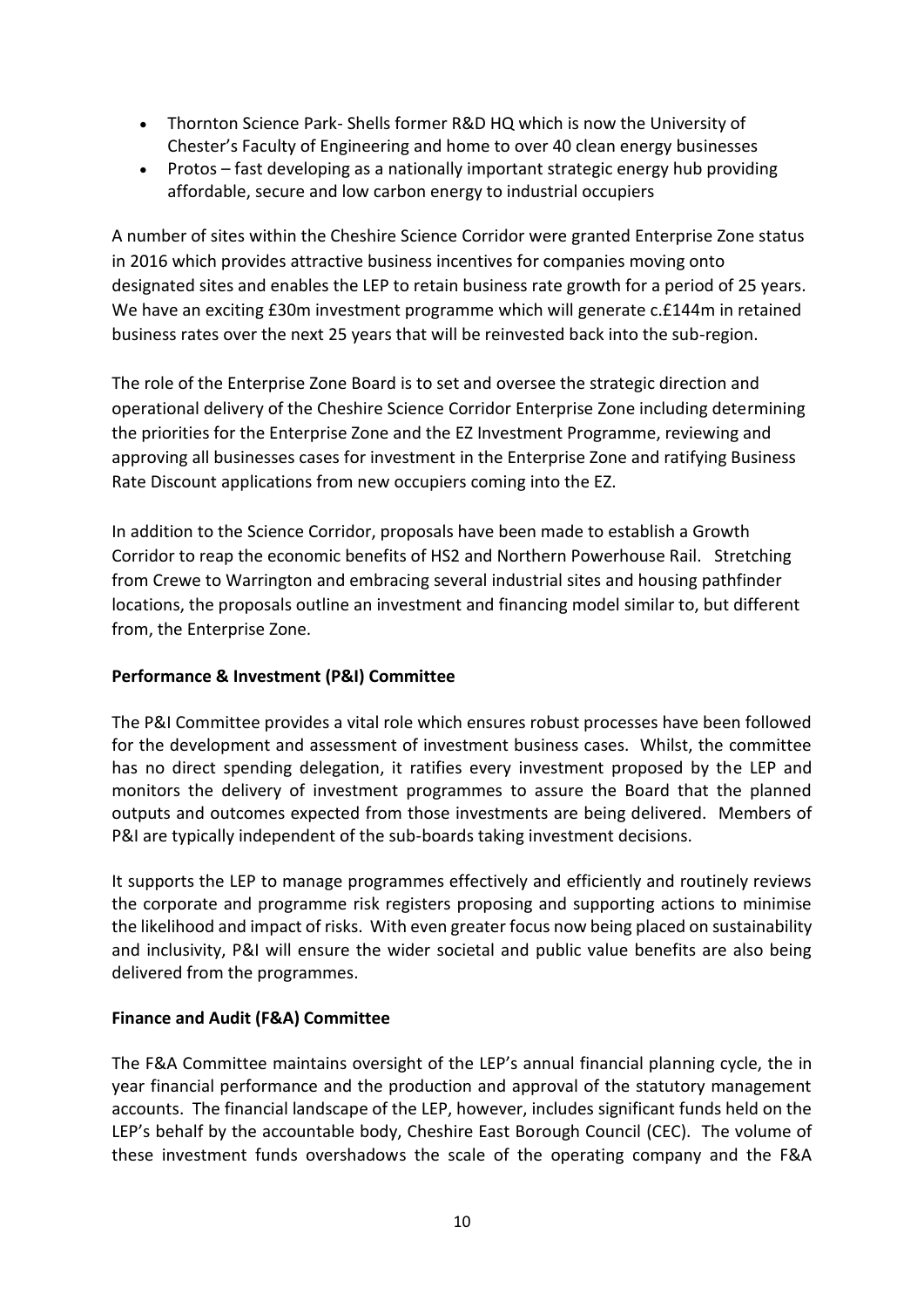- Thornton Science Park- Shells former R&D HQ which is now the University of Chester's Faculty of Engineering and home to over 40 clean energy businesses
- Protos – fast developing as a nationally important strategic energy hub providing affordable, secure and low carbon energy to industrial occupiers

A number of sites within the Cheshire Science Corridor were granted Enterprise Zone status in 2016 which provides attractive business incentives for companies moving onto designated sites and enables the LEP to retain business rate growth for a period of 25 years. We have an exciting £30m investment programme which will generate c.£144m in retained business rates over the next 25 years that will be reinvested back into the sub-region.

The role of the Enterprise Zone Board is to set and oversee the strategic direction and operational delivery of the Cheshire Science Corridor Enterprise Zone including determining the priorities for the Enterprise Zone and the EZ Investment Programme, reviewing and approving all businesses cases for investment in the Enterprise Zone and ratifying Business Rate Discount applications from new occupiers coming into the EZ.

In addition to the Science Corridor, proposals have been made to establish a Growth Corridor to reap the economic benefits of HS2 and Northern Powerhouse Rail. Stretching from Crewe to Warrington and embracing several industrial sites and housing pathfinder locations, the proposals outline an investment and financing model similar to, but different from, the Enterprise Zone.

**Performance & Investment (P&I) Committee**

The P&I Committee provides a vital role which ensures robust processes have been followed for the development and assessment of investment business cases. Whilst, the committee has no direct spending delegation, it ratifies every investment proposed by the LEP and monitors the delivery of investment programmes to assure the Board that the planned outputs and outcomes expected from those investments are being delivered. Members of P&I are typically independent of the sub-boards taking investment decisions.

It supports the LEP to manage programmes effectively and efficiently and routinely reviews the corporate and programme risk registers proposing and supporting actions to minimise the likelihood and impact of risks. With even greater focus now being placed on sustainability and inclusivity, P&I will ensure the wider societal and public value benefits are also being delivered from the programmes.

**Finance and Audit (F&A) Committee**

The F&A Committee maintains oversight of the LEP's annual financial planning cycle, the in year financial performance and the production and approval of the statutory management accounts. The financial landscape of the LEP, however, includes significant funds held on the LEP's behalf by the accountable body, Cheshire East Borough Council (CEC). The volume of these investment funds overshadows the scale of the operating company and the F&A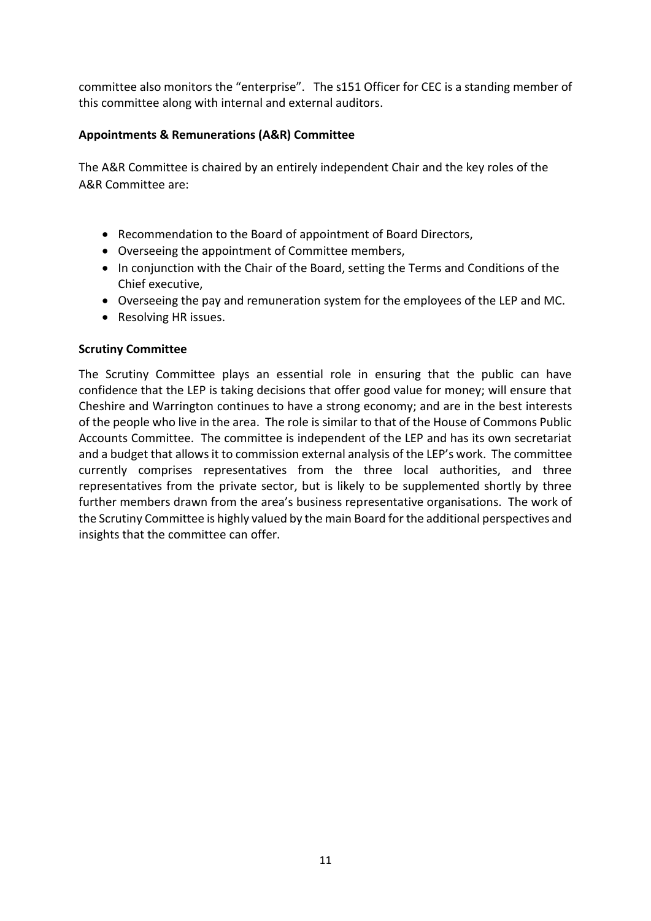committee also monitors the "enterprise". The s151 Officer for CEC is a standing member of this committee along with internal and external auditors.

**Appointments & Remunerations (A&R) Committee**

The A&R Committee is chaired by an entirely independent Chair and the key roles of the A&R Committee are:

- Recommendation to the Board of appointment of Board Directors,
- Overseeing the appointment of Committee members,
- In conjunction with the Chair of the Board, setting the Terms and Conditions of the Chief executive,
- Overseeing the pay and remuneration system for the employees of the LEP and MC.
- Resolving HR issues.

**Scrutiny Committee**

The Scrutiny Committee plays an essential role in ensuring that the public can have confidence that the LEP is taking decisions that offer good value for money; will ensure that Cheshire and Warrington continues to have a strong economy; and are in the best interests of the people who live in the area. The role is similar to that of the House of Commons Public Accounts Committee. The committee is independent of the LEP and has its own secretariat and a budget that allows it to commission external analysis of the LEP's work. The committee currently comprises representatives from the three local authorities, and three representatives from the private sector, but is likely to be supplemented shortly by three further members drawn from the area's business representative organisations. The work of the Scrutiny Committee is highly valued by the main Board for the additional perspectives and insights that the committee can offer.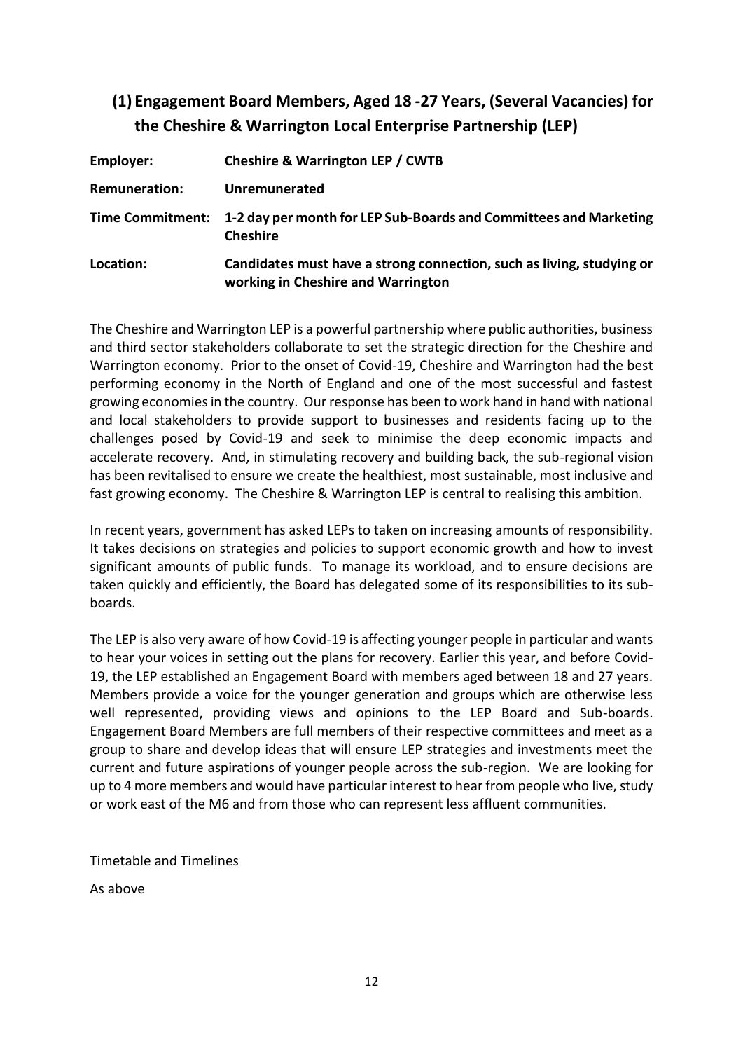## (1) Engagement Board Members, Aged 18 -27 Years, (Several Vacancies) for the Cheshire & Warrington Local Enterprise Partnership (LEP)

| | |
|---|---|
| **Employer:** | **Cheshire & Warrington LEP / CWTB** |
| **Remuneration:** | **Unremunerated** |
| **Time Commitment:** | **1-2 day per month for LEP Sub-Boards and Committees and Marketing Cheshire** |
| **Location:** | **Candidates must have a strong connection, such as living, studying or working in Cheshire and Warrington** |

The Cheshire and Warrington LEP is a powerful partnership where public authorities, business and third sector stakeholders collaborate to set the strategic direction for the Cheshire and Warrington economy. Prior to the onset of Covid-19, Cheshire and Warrington had the best performing economy in the North of England and one of the most successful and fastest growing economies in the country. Our response has been to work hand in hand with national and local stakeholders to provide support to businesses and residents facing up to the challenges posed by Covid-19 and seek to minimise the deep economic impacts and accelerate recovery. And, in stimulating recovery and building back, the sub-regional vision has been revitalised to ensure we create the healthiest, most sustainable, most inclusive and fast growing economy. The Cheshire & Warrington LEP is central to realising this ambition.

In recent years, government has asked LEPs to taken on increasing amounts of responsibility. It takes decisions on strategies and policies to support economic growth and how to invest significant amounts of public funds. To manage its workload, and to ensure decisions are taken quickly and efficiently, the Board has delegated some of its responsibilities to its sub-boards.

The LEP is also very aware of how Covid-19 is affecting younger people in particular and wants to hear your voices in setting out the plans for recovery. Earlier this year, and before Covid-19, the LEP established an Engagement Board with members aged between 18 and 27 years. Members provide a voice for the younger generation and groups which are otherwise less well represented, providing views and opinions to the LEP Board and Sub-boards. Engagement Board Members are full members of their respective committees and meet as a group to share and develop ideas that will ensure LEP strategies and investments meet the current and future aspirations of younger people across the sub-region. We are looking for up to 4 more members and would have particular interest to hear from people who live, study or work east of the M6 and from those who can represent less affluent communities.

Timetable and Timelines

As above